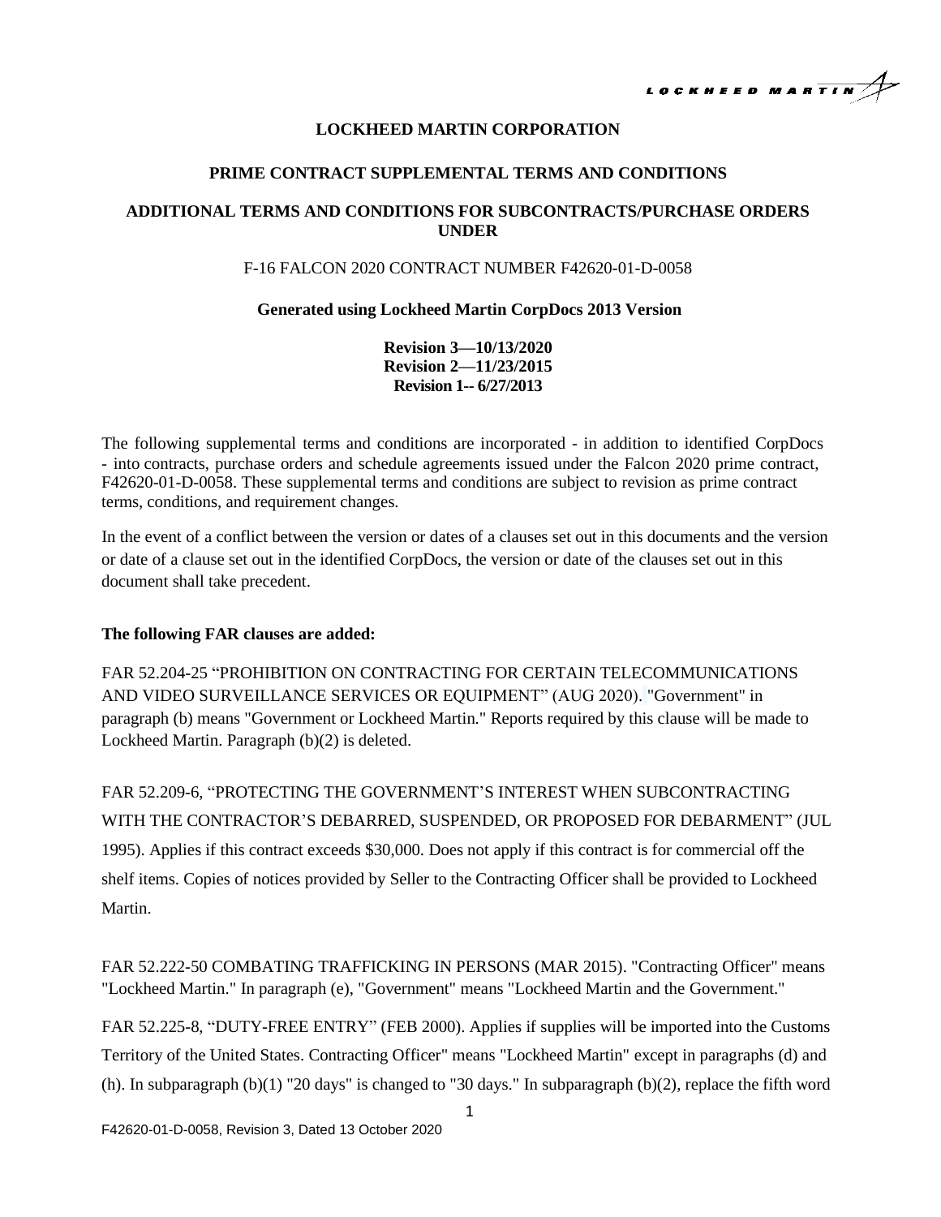**LOCKHEED MARTIN CORPORATION**

**PRIME CONTRACT SUPPLEMENTAL TERMS AND CONDITIONS**

**ADDITIONAL TERMS AND CONDITIONS FOR SUBCONTRACTS/PURCHASE ORDERS UNDER**

F-16 FALCON 2020 CONTRACT NUMBER F42620-01-D-0058

**Generated using Lockheed Martin CorpDocs 2013 Version**

**Revision 3—10/13/2020**
**Revision 2—11/23/2015**
**Revision 1-- 6/27/2013**

The following supplemental terms and conditions are incorporated - in addition to identified CorpDocs - into contracts, purchase orders and schedule agreements issued under the Falcon 2020 prime contract, F42620-01-D-0058. These supplemental terms and conditions are subject to revision as prime contract terms, conditions, and requirement changes.

In the event of a conflict between the version or dates of a clauses set out in this documents and the version or date of a clause set out in the identified CorpDocs, the version or date of the clauses set out in this document shall take precedent.

**The following FAR clauses are added:**

FAR 52.204-25 "PROHIBITION ON CONTRACTING FOR CERTAIN TELECOMMUNICATIONS AND VIDEO SURVEILLANCE SERVICES OR EQUIPMENT" (AUG 2020). "Government" in paragraph (b) means "Government or Lockheed Martin." Reports required by this clause will be made to Lockheed Martin. Paragraph (b)(2) is deleted.

FAR 52.209-6, "PROTECTING THE GOVERNMENT'S INTEREST WHEN SUBCONTRACTING WITH THE CONTRACTOR'S DEBARRED, SUSPENDED, OR PROPOSED FOR DEBARMENT" (JUL 1995). Applies if this contract exceeds $30,000. Does not apply if this contract is for commercial off the shelf items. Copies of notices provided by Seller to the Contracting Officer shall be provided to Lockheed Martin.

FAR 52.222-50 COMBATING TRAFFICKING IN PERSONS (MAR 2015). "Contracting Officer" means "Lockheed Martin." In paragraph (e), "Government" means "Lockheed Martin and the Government."

FAR 52.225-8, "DUTY-FREE ENTRY" (FEB 2000). Applies if supplies will be imported into the Customs Territory of the United States. Contracting Officer" means "Lockheed Martin" except in paragraphs (d) and (h). In subparagraph (b)(1) "20 days" is changed to "30 days." In subparagraph (b)(2), replace the fifth word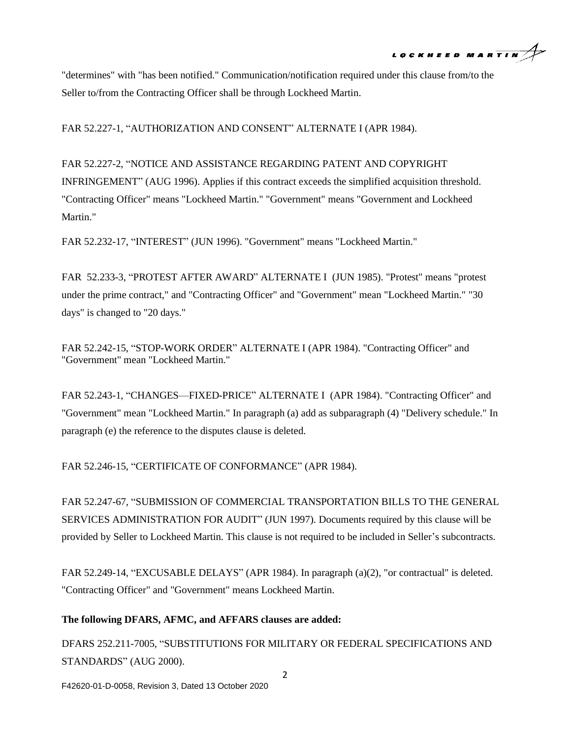"determines" with "has been notified." Communication/notification required under this clause from/to the Seller to/from the Contracting Officer shall be through Lockheed Martin.

FAR 52.227-1, “AUTHORIZATION AND CONSENT” ALTERNATE I (APR 1984).

FAR 52.227-2, “NOTICE AND ASSISTANCE REGARDING PATENT AND COPYRIGHT INFRINGEMENT” (AUG 1996). Applies if this contract exceeds the simplified acquisition threshold. "Contracting Officer" means "Lockheed Martin." "Government" means "Government and Lockheed Martin."

FAR 52.232-17, “INTEREST” (JUN 1996). "Government" means "Lockheed Martin."

FAR 52.233-3, “PROTEST AFTER AWARD” ALTERNATE I (JUN 1985). "Protest" means "protest under the prime contract," and "Contracting Officer" and "Government" mean "Lockheed Martin." "30 days" is changed to "20 days."

FAR 52.242-15, “STOP-WORK ORDER” ALTERNATE I (APR 1984). "Contracting Officer" and "Government" mean "Lockheed Martin."

FAR 52.243-1, “CHANGES—FIXED-PRICE” ALTERNATE I (APR 1984). "Contracting Officer" and "Government" mean "Lockheed Martin." In paragraph (a) add as subparagraph (4) "Delivery schedule." In paragraph (e) the reference to the disputes clause is deleted.

FAR 52.246-15, “CERTIFICATE OF CONFORMANCE” (APR 1984).

FAR 52.247-67, “SUBMISSION OF COMMERCIAL TRANSPORTATION BILLS TO THE GENERAL SERVICES ADMINISTRATION FOR AUDIT” (JUN 1997). Documents required by this clause will be provided by Seller to Lockheed Martin. This clause is not required to be included in Seller’s subcontracts.

FAR 52.249-14, “EXCUSABLE DELAYS” (APR 1984). In paragraph (a)(2), "or contractual" is deleted. "Contracting Officer" and "Government" means Lockheed Martin.

**The following DFARS, AFMC, and AFFARS clauses are added:**

DFARS 252.211-7005, “SUBSTITUTIONS FOR MILITARY OR FEDERAL SPECIFICATIONS AND STANDARDS” (AUG 2000).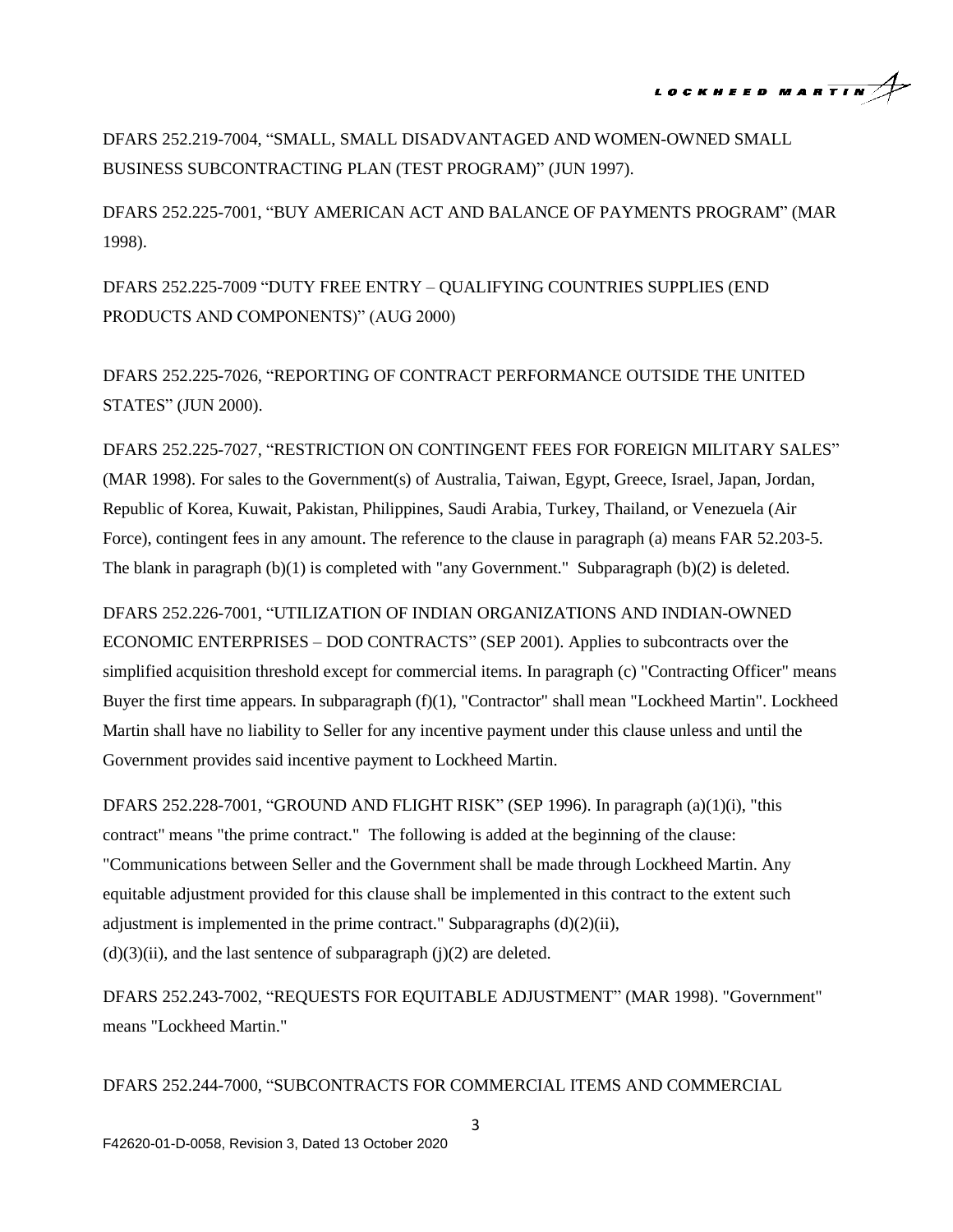DFARS 252.219-7004, “SMALL, SMALL DISADVANTAGED AND WOMEN-OWNED SMALL BUSINESS SUBCONTRACTING PLAN (TEST PROGRAM)” (JUN 1997).

DFARS 252.225-7001, “BUY AMERICAN ACT AND BALANCE OF PAYMENTS PROGRAM” (MAR 1998).

DFARS 252.225-7009 “DUTY FREE ENTRY – QUALIFYING COUNTRIES SUPPLIES (END PRODUCTS AND COMPONENTS)” (AUG 2000)

DFARS 252.225-7026, “REPORTING OF CONTRACT PERFORMANCE OUTSIDE THE UNITED STATES” (JUN 2000).

DFARS 252.225-7027, “RESTRICTION ON CONTINGENT FEES FOR FOREIGN MILITARY SALES” (MAR 1998). For sales to the Government(s) of Australia, Taiwan, Egypt, Greece, Israel, Japan, Jordan, Republic of Korea, Kuwait, Pakistan, Philippines, Saudi Arabia, Turkey, Thailand, or Venezuela (Air Force), contingent fees in any amount. The reference to the clause in paragraph (a) means FAR 52.203-5. The blank in paragraph (b)(1) is completed with "any Government." Subparagraph (b)(2) is deleted.

DFARS 252.226-7001, “UTILIZATION OF INDIAN ORGANIZATIONS AND INDIAN-OWNED ECONOMIC ENTERPRISES – DOD CONTRACTS” (SEP 2001). Applies to subcontracts over the simplified acquisition threshold except for commercial items. In paragraph (c) "Contracting Officer" means Buyer the first time appears. In subparagraph (f)(1), "Contractor" shall mean "Lockheed Martin". Lockheed Martin shall have no liability to Seller for any incentive payment under this clause unless and until the Government provides said incentive payment to Lockheed Martin.

DFARS 252.228-7001, “GROUND AND FLIGHT RISK” (SEP 1996). In paragraph (a)(1)(i), "this contract" means "the prime contract." The following is added at the beginning of the clause: "Communications between Seller and the Government shall be made through Lockheed Martin. Any equitable adjustment provided for this clause shall be implemented in this contract to the extent such adjustment is implemented in the prime contract." Subparagraphs (d)(2)(ii), (d)(3)(ii), and the last sentence of subparagraph (j)(2) are deleted.

DFARS 252.243-7002, “REQUESTS FOR EQUITABLE ADJUSTMENT” (MAR 1998). "Government" means "Lockheed Martin."

DFARS 252.244-7000, “SUBCONTRACTS FOR COMMERCIAL ITEMS AND COMMERCIAL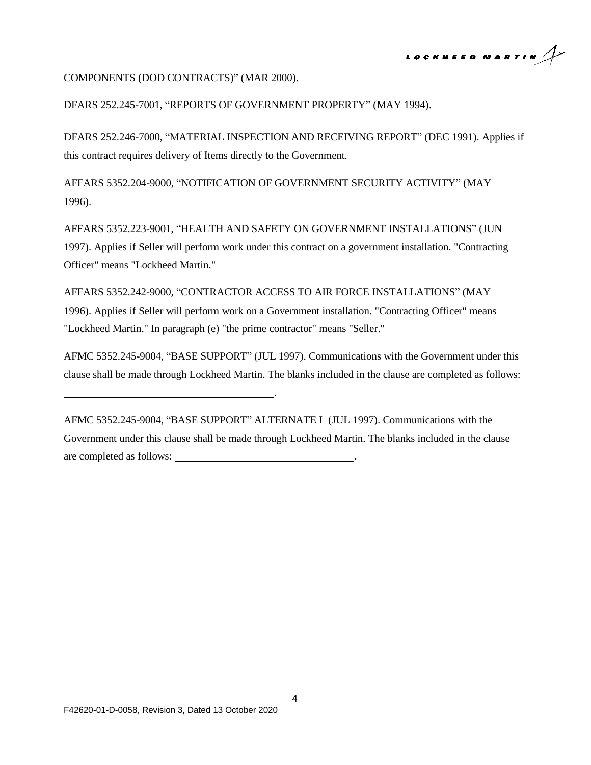COMPONENTS (DOD CONTRACTS)" (MAR 2000).

DFARS 252.245-7001, "REPORTS OF GOVERNMENT PROPERTY" (MAY 1994).

DFARS 252.246-7000, "MATERIAL INSPECTION AND RECEIVING REPORT" (DEC 1991). Applies if this contract requires delivery of Items directly to the Government.

AFFARS 5352.204-9000, "NOTIFICATION OF GOVERNMENT SECURITY ACTIVITY" (MAY 1996).

AFFARS 5352.223-9001, "HEALTH AND SAFETY ON GOVERNMENT INSTALLATIONS" (JUN 1997). Applies if Seller will perform work under this contract on a government installation. "Contracting Officer" means "Lockheed Martin."

AFFARS 5352.242-9000, "CONTRACTOR ACCESS TO AIR FORCE INSTALLATIONS" (MAY 1996). Applies if Seller will perform work on a Government installation. "Contracting Officer" means "Lockheed Martin." In paragraph (e) "the prime contractor" means "Seller."

AFMC 5352.245-9004, "BASE SUPPORT" (JUL 1997). Communications with the Government under this clause shall be made through Lockheed Martin. The blanks included in the clause are completed as follows: ________________________________________.

AFMC 5352.245-9004, "BASE SUPPORT" ALTERNATE I (JUL 1997). Communications with the Government under this clause shall be made through Lockheed Martin. The blanks included in the clause are completed as follows: __________________________________.

F42620-01-D-0058, Revision 3, Dated 13 October 2020